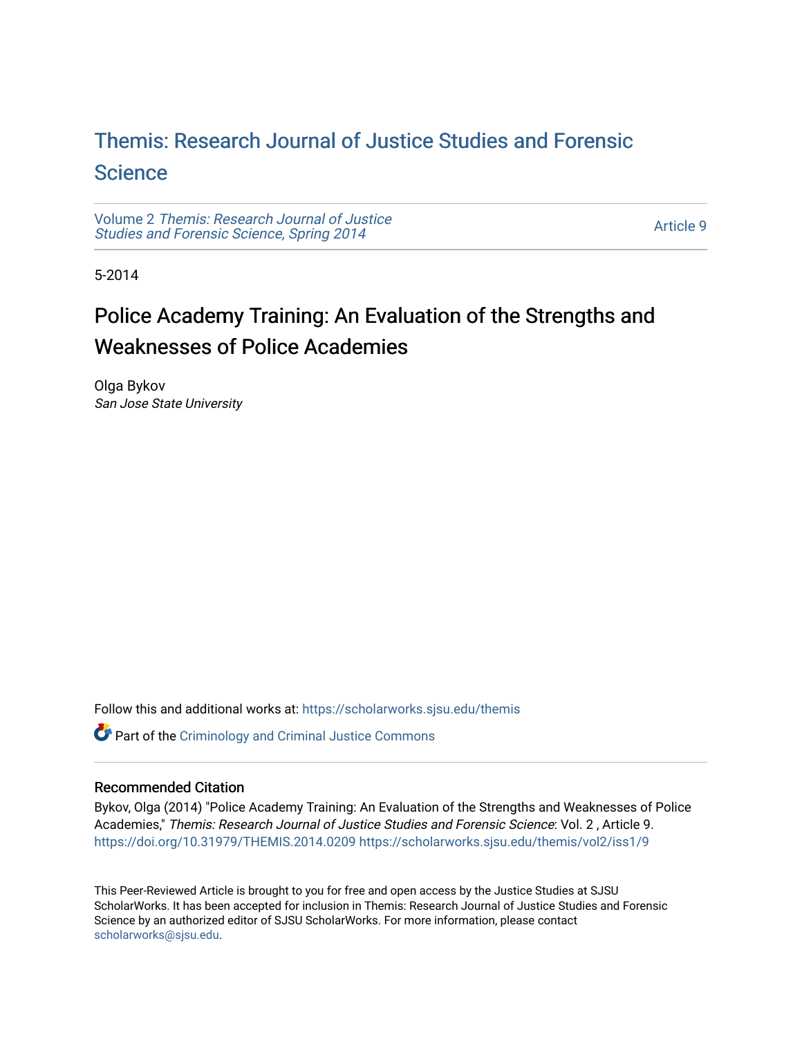# Themis: Research Journal of Justice Studies and Forensic Science

Volume 2 *Themis: Research Journal of Justice Studies and Forensic Science, Spring 2014*

Article 9

5-2014

## Police Academy Training: An Evaluation of the Strengths and Weaknesses of Police Academies

Olga Bykov
*San Jose State University*

Follow this and additional works at: https://scholarworks.sjsu.edu/themis

Part of the Criminology and Criminal Justice Commons

### Recommended Citation

Bykov, Olga (2014) "Police Academy Training: An Evaluation of the Strengths and Weaknesses of Police Academies," *Themis: Research Journal of Justice Studies and Forensic Science*: Vol. 2 , Article 9.
https://doi.org/10.31979/THEMIS.2014.0209 https://scholarworks.sjsu.edu/themis/vol2/iss1/9

This Peer-Reviewed Article is brought to you for free and open access by the Justice Studies at SJSU ScholarWorks. It has been accepted for inclusion in Themis: Research Journal of Justice Studies and Forensic Science by an authorized editor of SJSU ScholarWorks. For more information, please contact scholarworks@sjsu.edu.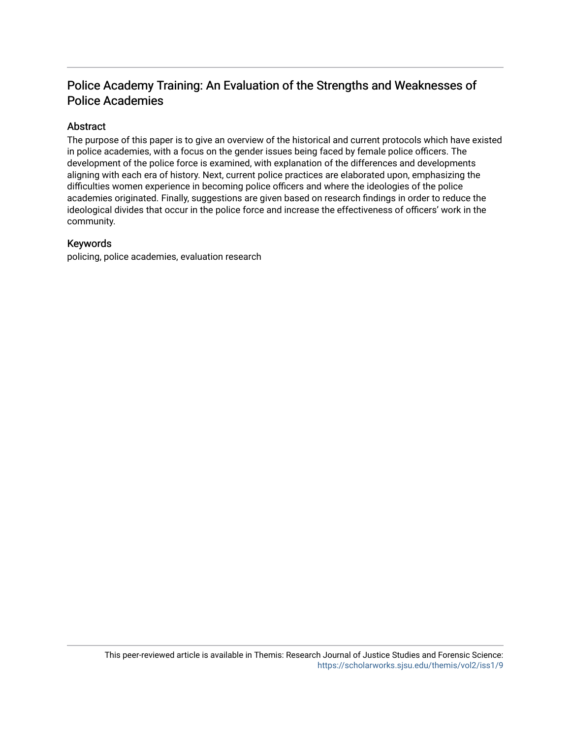# Police Academy Training: An Evaluation of the Strengths and Weaknesses of Police Academies

## Abstract

The purpose of this paper is to give an overview of the historical and current protocols which have existed in police academies, with a focus on the gender issues being faced by female police officers. The development of the police force is examined, with explanation of the differences and developments aligning with each era of history. Next, current police practices are elaborated upon, emphasizing the difficulties women experience in becoming police officers and where the ideologies of the police academies originated. Finally, suggestions are given based on research findings in order to reduce the ideological divides that occur in the police force and increase the effectiveness of officers' work in the community.

## Keywords

policing, police academies, evaluation research

This peer-reviewed article is available in Themis: Research Journal of Justice Studies and Forensic Science: https://scholarworks.sjsu.edu/themis/vol2/iss1/9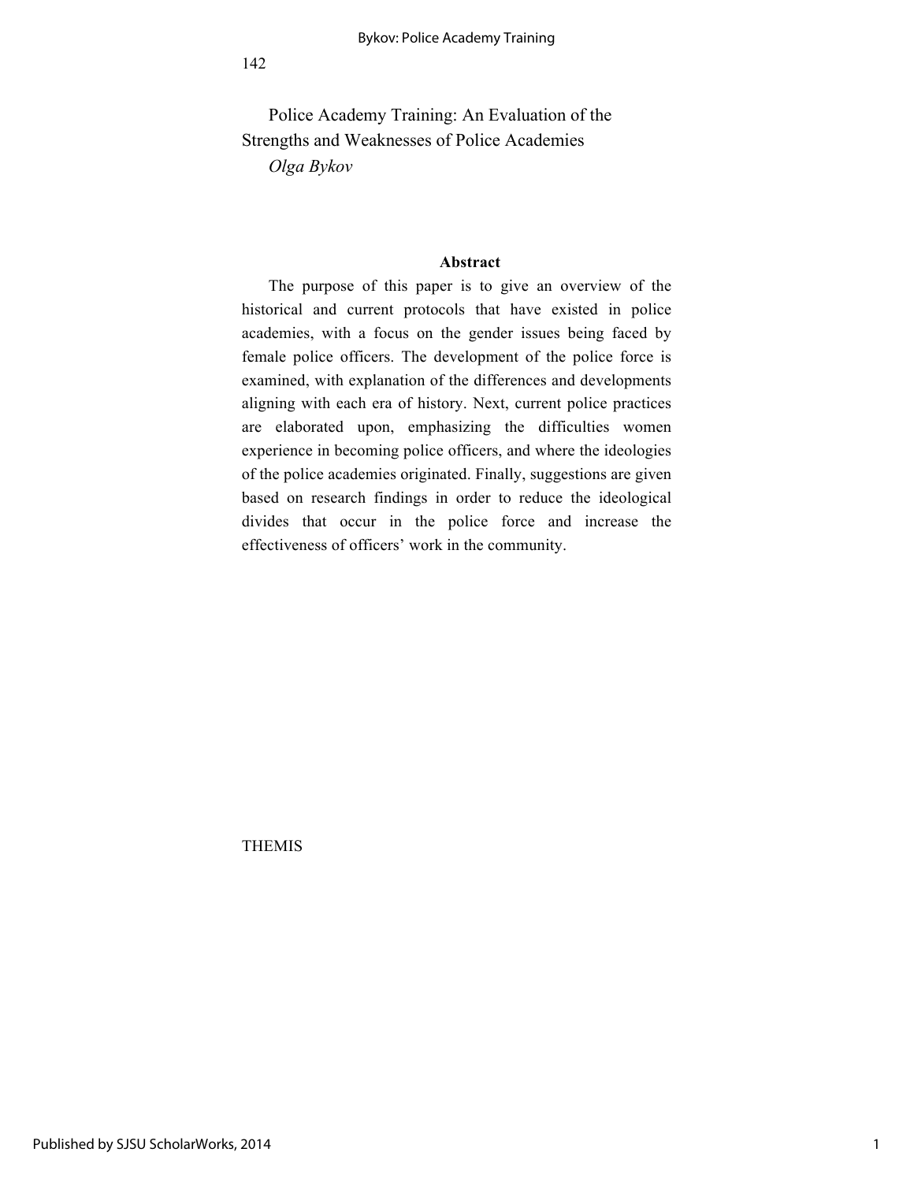# Police Academy Training: An Evaluation of the Strengths and Weaknesses of Police Academies

*Olga Bykov*

## Abstract

The purpose of this paper is to give an overview of the historical and current protocols that have existed in police academies, with a focus on the gender issues being faced by female police officers. The development of the police force is examined, with explanation of the differences and developments aligning with each era of history. Next, current police practices are elaborated upon, emphasizing the difficulties women experience in becoming police officers, and where the ideologies of the police academies originated. Finally, suggestions are given based on research findings in order to reduce the ideological divides that occur in the police force and increase the effectiveness of officers' work in the community.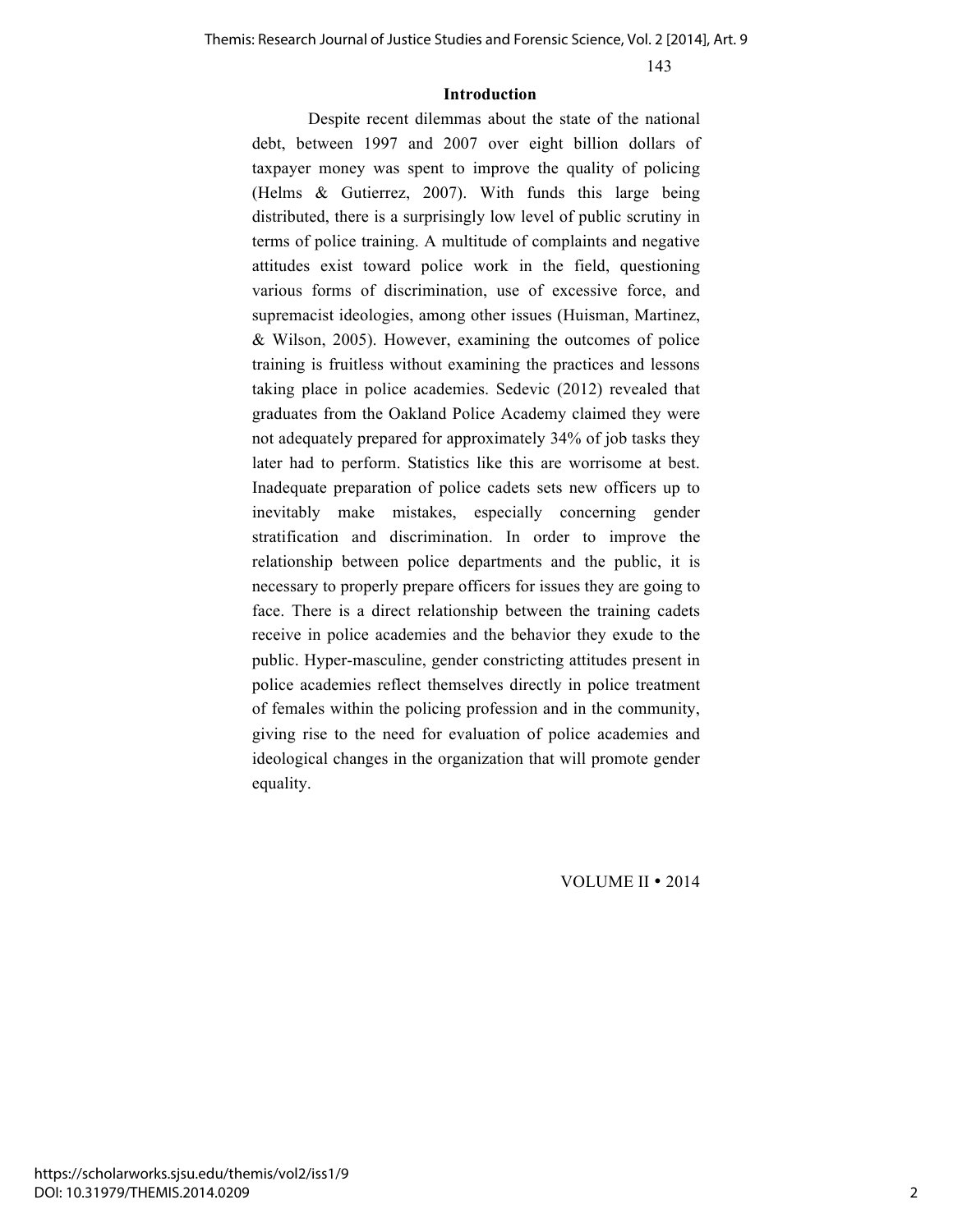## Introduction

Despite recent dilemmas about the state of the national debt, between 1997 and 2007 over eight billion dollars of taxpayer money was spent to improve the quality of policing (Helms & Gutierrez, 2007). With funds this large being distributed, there is a surprisingly low level of public scrutiny in terms of police training. A multitude of complaints and negative attitudes exist toward police work in the field, questioning various forms of discrimination, use of excessive force, and supremacist ideologies, among other issues (Huisman, Martinez, & Wilson, 2005). However, examining the outcomes of police training is fruitless without examining the practices and lessons taking place in police academies. Sedevic (2012) revealed that graduates from the Oakland Police Academy claimed they were not adequately prepared for approximately 34% of job tasks they later had to perform. Statistics like this are worrisome at best. Inadequate preparation of police cadets sets new officers up to inevitably make mistakes, especially concerning gender stratification and discrimination. In order to improve the relationship between police departments and the public, it is necessary to properly prepare officers for issues they are going to face. There is a direct relationship between the training cadets receive in police academies and the behavior they exude to the public. Hyper-masculine, gender constricting attitudes present in police academies reflect themselves directly in police treatment of females within the policing profession and in the community, giving rise to the need for evaluation of police academies and ideological changes in the organization that will promote gender equality.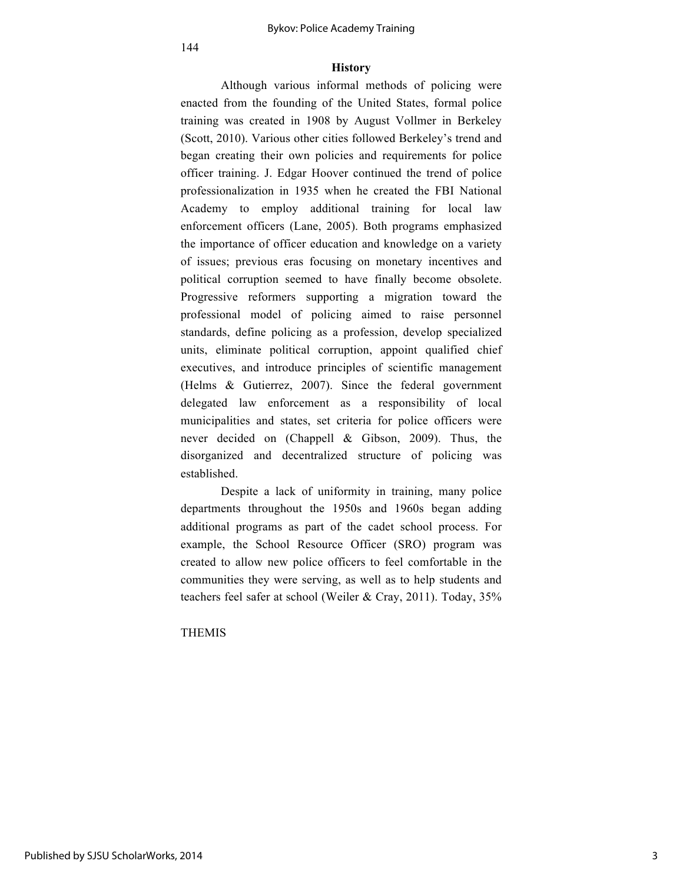## History

Although various informal methods of policing were enacted from the founding of the United States, formal police training was created in 1908 by August Vollmer in Berkeley (Scott, 2010). Various other cities followed Berkeley's trend and began creating their own policies and requirements for police officer training. J. Edgar Hoover continued the trend of police professionalization in 1935 when he created the FBI National Academy to employ additional training for local law enforcement officers (Lane, 2005). Both programs emphasized the importance of officer education and knowledge on a variety of issues; previous eras focusing on monetary incentives and political corruption seemed to have finally become obsolete. Progressive reformers supporting a migration toward the professional model of policing aimed to raise personnel standards, define policing as a profession, develop specialized units, eliminate political corruption, appoint qualified chief executives, and introduce principles of scientific management (Helms & Gutierrez, 2007). Since the federal government delegated law enforcement as a responsibility of local municipalities and states, set criteria for police officers were never decided on (Chappell & Gibson, 2009). Thus, the disorganized and decentralized structure of policing was established.

Despite a lack of uniformity in training, many police departments throughout the 1950s and 1960s began adding additional programs as part of the cadet school process. For example, the School Resource Officer (SRO) program was created to allow new police officers to feel comfortable in the communities they were serving, as well as to help students and teachers feel safer at school (Weiler & Cray, 2011). Today, 35%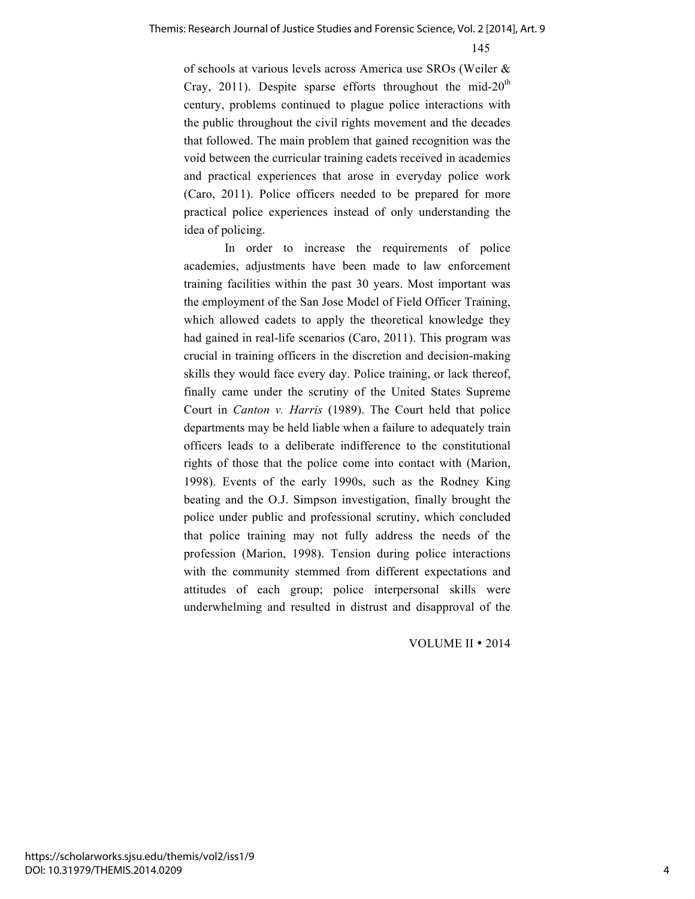of schools at various levels across America use SROs (Weiler & Cray, 2011). Despite sparse efforts throughout the mid-20th century, problems continued to plague police interactions with the public throughout the civil rights movement and the decades that followed. The main problem that gained recognition was the void between the curricular training cadets received in academies and practical experiences that arose in everyday police work (Caro, 2011). Police officers needed to be prepared for more practical police experiences instead of only understanding the idea of policing.

In order to increase the requirements of police academies, adjustments have been made to law enforcement training facilities within the past 30 years. Most important was the employment of the San Jose Model of Field Officer Training, which allowed cadets to apply the theoretical knowledge they had gained in real-life scenarios (Caro, 2011). This program was crucial in training officers in the discretion and decision-making skills they would face every day. Police training, or lack thereof, finally came under the scrutiny of the United States Supreme Court in *Canton v. Harris* (1989). The Court held that police departments may be held liable when a failure to adequately train officers leads to a deliberate indifference to the constitutional rights of those that the police come into contact with (Marion, 1998). Events of the early 1990s, such as the Rodney King beating and the O.J. Simpson investigation, finally brought the police under public and professional scrutiny, which concluded that police training may not fully address the needs of the profession (Marion, 1998). Tension during police interactions with the community stemmed from different expectations and attitudes of each group; police interpersonal skills were underwhelming and resulted in distrust and disapproval of the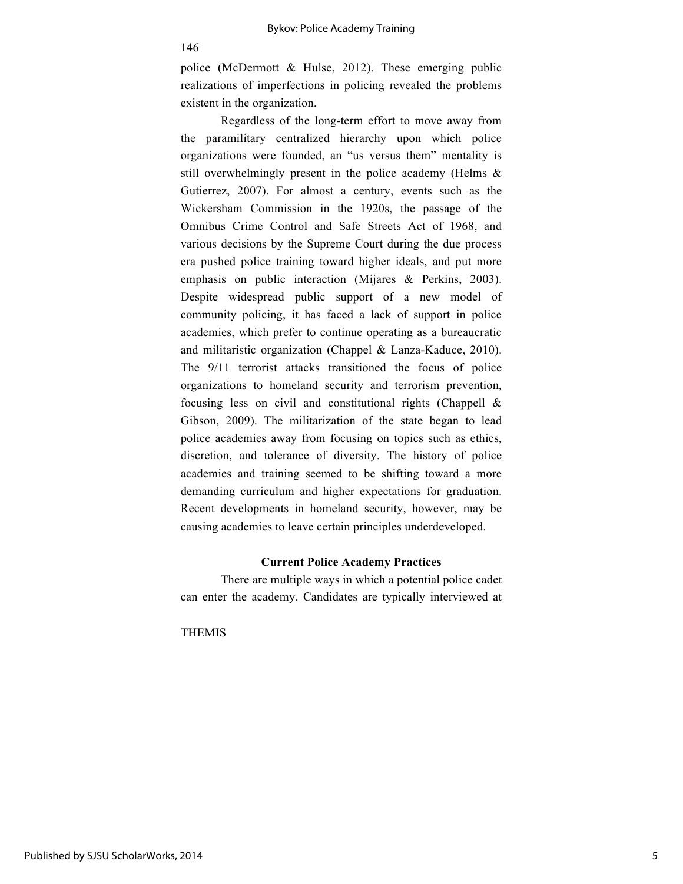police (McDermott & Hulse, 2012). These emerging public realizations of imperfections in policing revealed the problems existent in the organization.

Regardless of the long-term effort to move away from the paramilitary centralized hierarchy upon which police organizations were founded, an "us versus them" mentality is still overwhelmingly present in the police academy (Helms & Gutierrez, 2007). For almost a century, events such as the Wickersham Commission in the 1920s, the passage of the Omnibus Crime Control and Safe Streets Act of 1968, and various decisions by the Supreme Court during the due process era pushed police training toward higher ideals, and put more emphasis on public interaction (Mijares & Perkins, 2003). Despite widespread public support of a new model of community policing, it has faced a lack of support in police academies, which prefer to continue operating as a bureaucratic and militaristic organization (Chappel & Lanza-Kaduce, 2010). The 9/11 terrorist attacks transitioned the focus of police organizations to homeland security and terrorism prevention, focusing less on civil and constitutional rights (Chappell & Gibson, 2009). The militarization of the state began to lead police academies away from focusing on topics such as ethics, discretion, and tolerance of diversity. The history of police academies and training seemed to be shifting toward a more demanding curriculum and higher expectations for graduation. Recent developments in homeland security, however, may be causing academies to leave certain principles underdeveloped.

### Current Police Academy Practices

There are multiple ways in which a potential police cadet can enter the academy. Candidates are typically interviewed at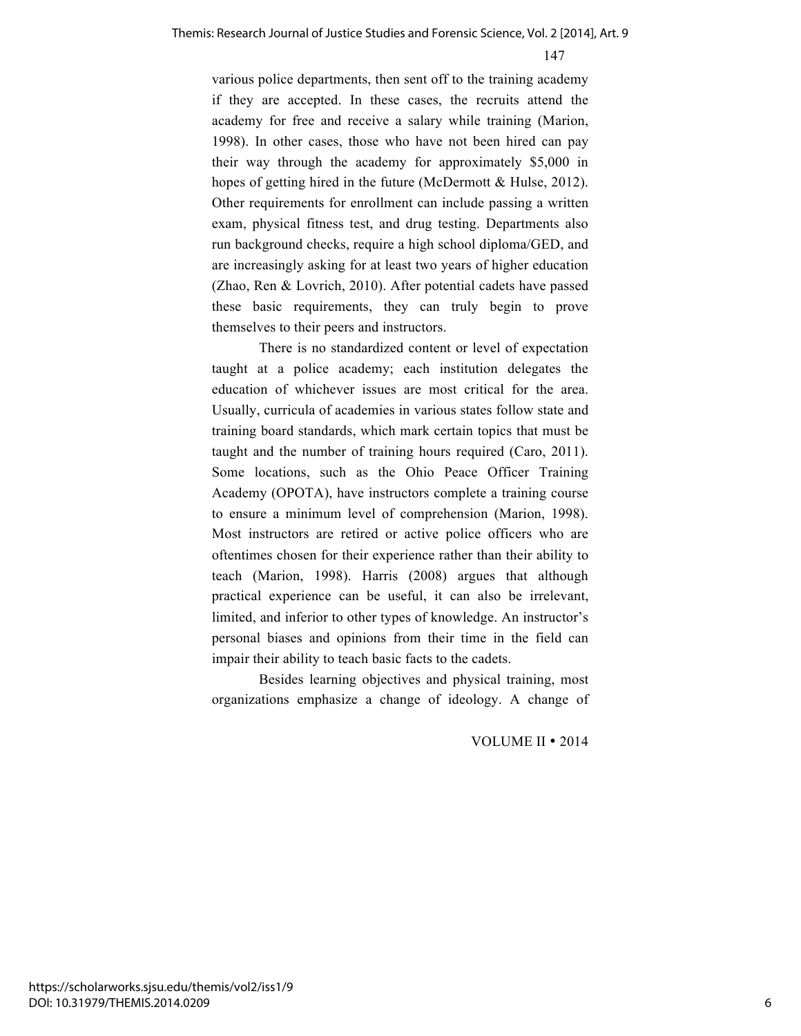various police departments, then sent off to the training academy if they are accepted. In these cases, the recruits attend the academy for free and receive a salary while training (Marion, 1998). In other cases, those who have not been hired can pay their way through the academy for approximately $5,000 in hopes of getting hired in the future (McDermott & Hulse, 2012). Other requirements for enrollment can include passing a written exam, physical fitness test, and drug testing. Departments also run background checks, require a high school diploma/GED, and are increasingly asking for at least two years of higher education (Zhao, Ren & Lovrich, 2010). After potential cadets have passed these basic requirements, they can truly begin to prove themselves to their peers and instructors.

There is no standardized content or level of expectation taught at a police academy; each institution delegates the education of whichever issues are most critical for the area. Usually, curricula of academies in various states follow state and training board standards, which mark certain topics that must be taught and the number of training hours required (Caro, 2011). Some locations, such as the Ohio Peace Officer Training Academy (OPOTA), have instructors complete a training course to ensure a minimum level of comprehension (Marion, 1998). Most instructors are retired or active police officers who are oftentimes chosen for their experience rather than their ability to teach (Marion, 1998). Harris (2008) argues that although practical experience can be useful, it can also be irrelevant, limited, and inferior to other types of knowledge. An instructor's personal biases and opinions from their time in the field can impair their ability to teach basic facts to the cadets.

Besides learning objectives and physical training, most organizations emphasize a change of ideology. A change of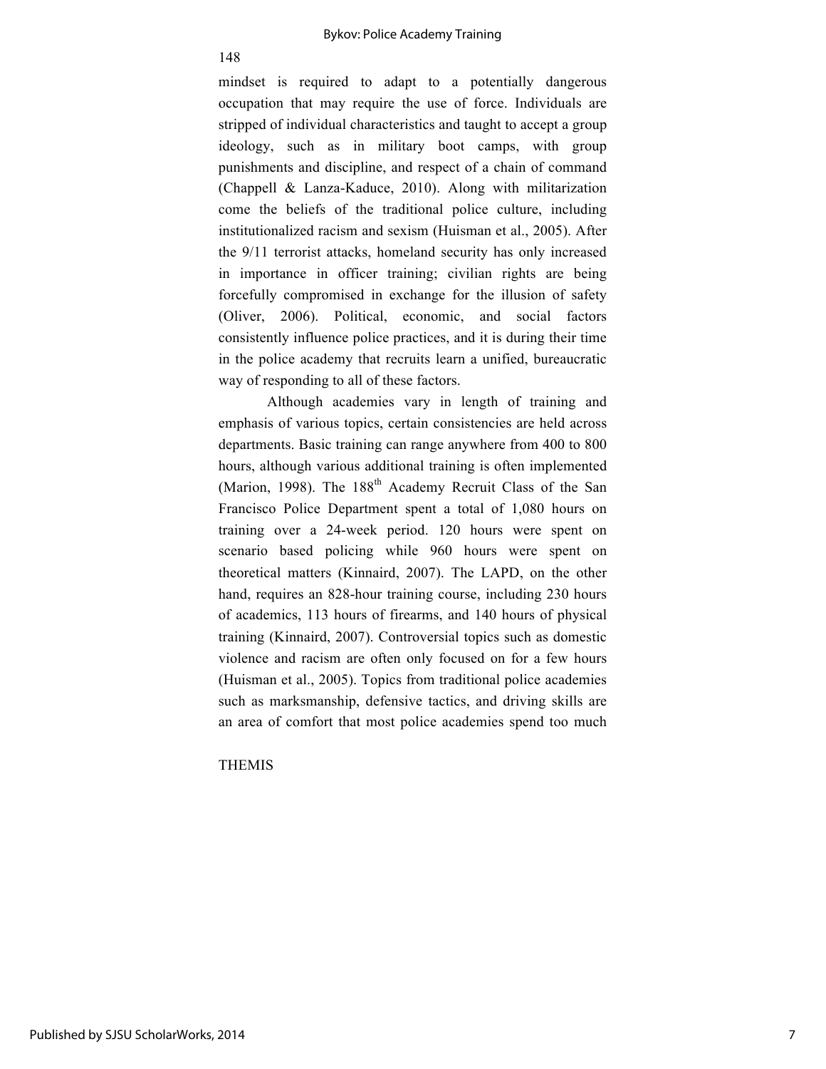mindset is required to adapt to a potentially dangerous occupation that may require the use of force. Individuals are stripped of individual characteristics and taught to accept a group ideology, such as in military boot camps, with group punishments and discipline, and respect of a chain of command (Chappell & Lanza-Kaduce, 2010). Along with militarization come the beliefs of the traditional police culture, including institutionalized racism and sexism (Huisman et al., 2005). After the 9/11 terrorist attacks, homeland security has only increased in importance in officer training; civilian rights are being forcefully compromised in exchange for the illusion of safety (Oliver, 2006). Political, economic, and social factors consistently influence police practices, and it is during their time in the police academy that recruits learn a unified, bureaucratic way of responding to all of these factors.

Although academies vary in length of training and emphasis of various topics, certain consistencies are held across departments. Basic training can range anywhere from 400 to 800 hours, although various additional training is often implemented (Marion, 1998). The 188th Academy Recruit Class of the San Francisco Police Department spent a total of 1,080 hours on training over a 24-week period. 120 hours were spent on scenario based policing while 960 hours were spent on theoretical matters (Kinnaird, 2007). The LAPD, on the other hand, requires an 828-hour training course, including 230 hours of academics, 113 hours of firearms, and 140 hours of physical training (Kinnaird, 2007). Controversial topics such as domestic violence and racism are often only focused on for a few hours (Huisman et al., 2005). Topics from traditional police academies such as marksmanship, defensive tactics, and driving skills are an area of comfort that most police academies spend too much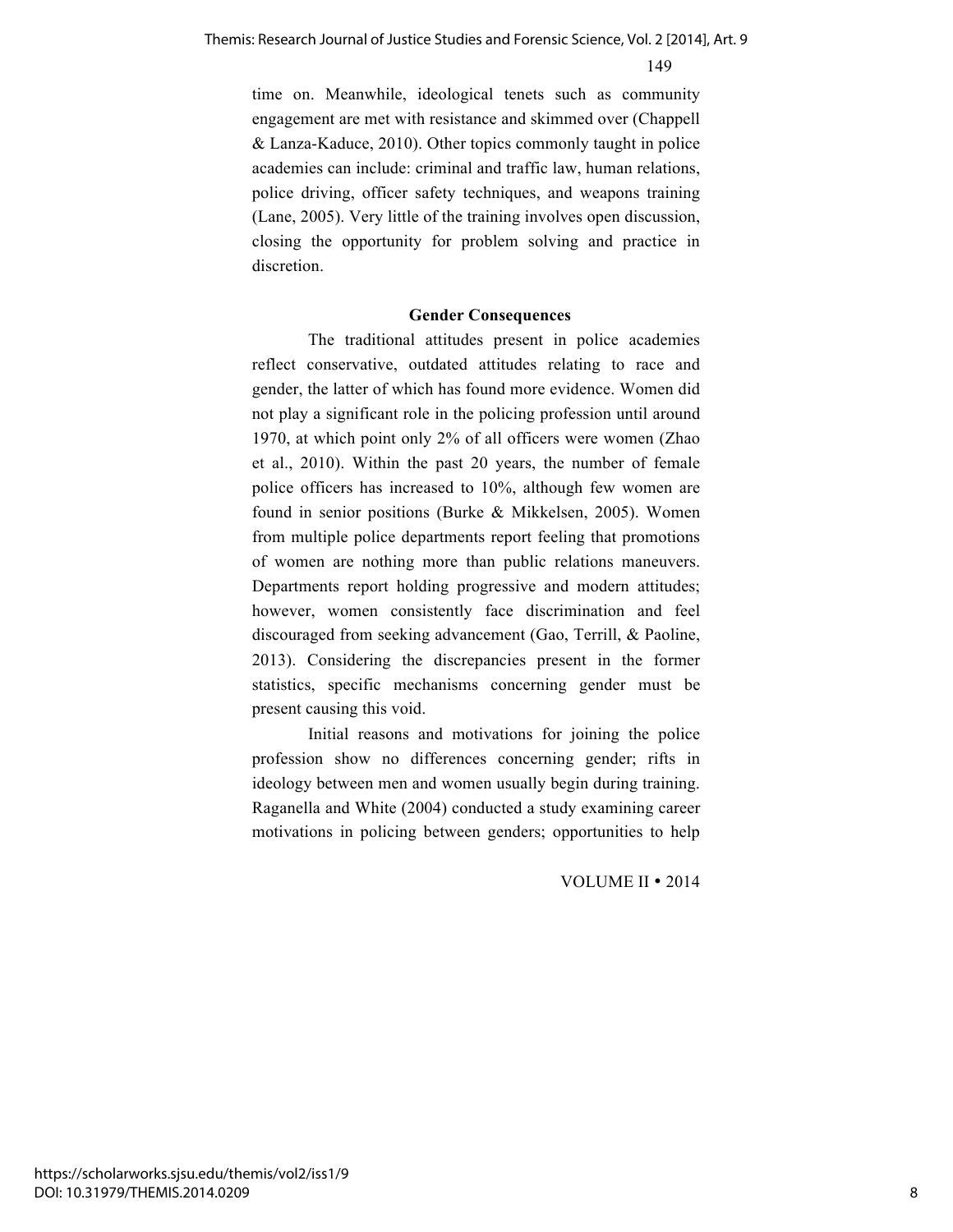time on. Meanwhile, ideological tenets such as community engagement are met with resistance and skimmed over (Chappell & Lanza-Kaduce, 2010). Other topics commonly taught in police academies can include: criminal and traffic law, human relations, police driving, officer safety techniques, and weapons training (Lane, 2005). Very little of the training involves open discussion, closing the opportunity for problem solving and practice in discretion.

## Gender Consequences

The traditional attitudes present in police academies reflect conservative, outdated attitudes relating to race and gender, the latter of which has found more evidence. Women did not play a significant role in the policing profession until around 1970, at which point only 2% of all officers were women (Zhao et al., 2010). Within the past 20 years, the number of female police officers has increased to 10%, although few women are found in senior positions (Burke & Mikkelsen, 2005). Women from multiple police departments report feeling that promotions of women are nothing more than public relations maneuvers. Departments report holding progressive and modern attitudes; however, women consistently face discrimination and feel discouraged from seeking advancement (Gao, Terrill, & Paoline, 2013). Considering the discrepancies present in the former statistics, specific mechanisms concerning gender must be present causing this void.

Initial reasons and motivations for joining the police profession show no differences concerning gender; rifts in ideology between men and women usually begin during training. Raganella and White (2004) conducted a study examining career motivations in policing between genders; opportunities to help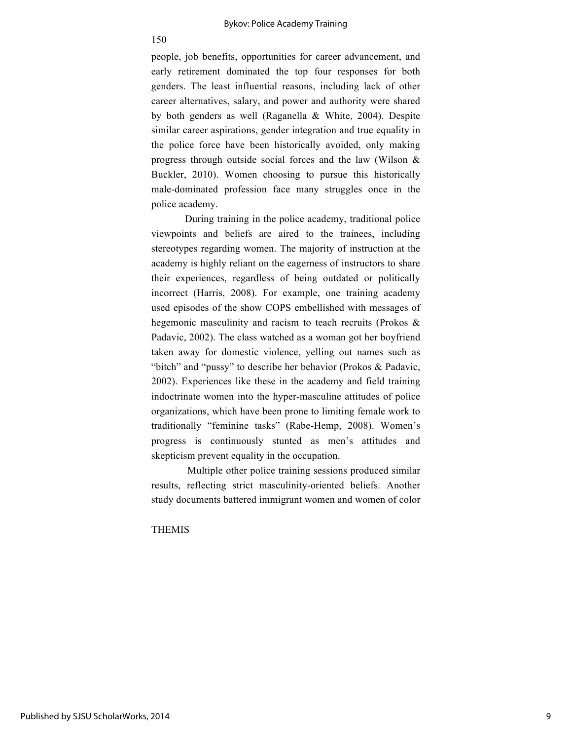people, job benefits, opportunities for career advancement, and early retirement dominated the top four responses for both genders. The least influential reasons, including lack of other career alternatives, salary, and power and authority were shared by both genders as well (Raganella & White, 2004). Despite similar career aspirations, gender integration and true equality in the police force have been historically avoided, only making progress through outside social forces and the law (Wilson & Buckler, 2010). Women choosing to pursue this historically male-dominated profession face many struggles once in the police academy.

During training in the police academy, traditional police viewpoints and beliefs are aired to the trainees, including stereotypes regarding women. The majority of instruction at the academy is highly reliant on the eagerness of instructors to share their experiences, regardless of being outdated or politically incorrect (Harris, 2008). For example, one training academy used episodes of the show COPS embellished with messages of hegemonic masculinity and racism to teach recruits (Prokos & Padavic, 2002). The class watched as a woman got her boyfriend taken away for domestic violence, yelling out names such as "bitch" and "pussy" to describe her behavior (Prokos & Padavic, 2002). Experiences like these in the academy and field training indoctrinate women into the hyper-masculine attitudes of police organizations, which have been prone to limiting female work to traditionally "feminine tasks" (Rabe-Hemp, 2008). Women's progress is continuously stunted as men's attitudes and skepticism prevent equality in the occupation.

Multiple other police training sessions produced similar results, reflecting strict masculinity-oriented beliefs. Another study documents battered immigrant women and women of color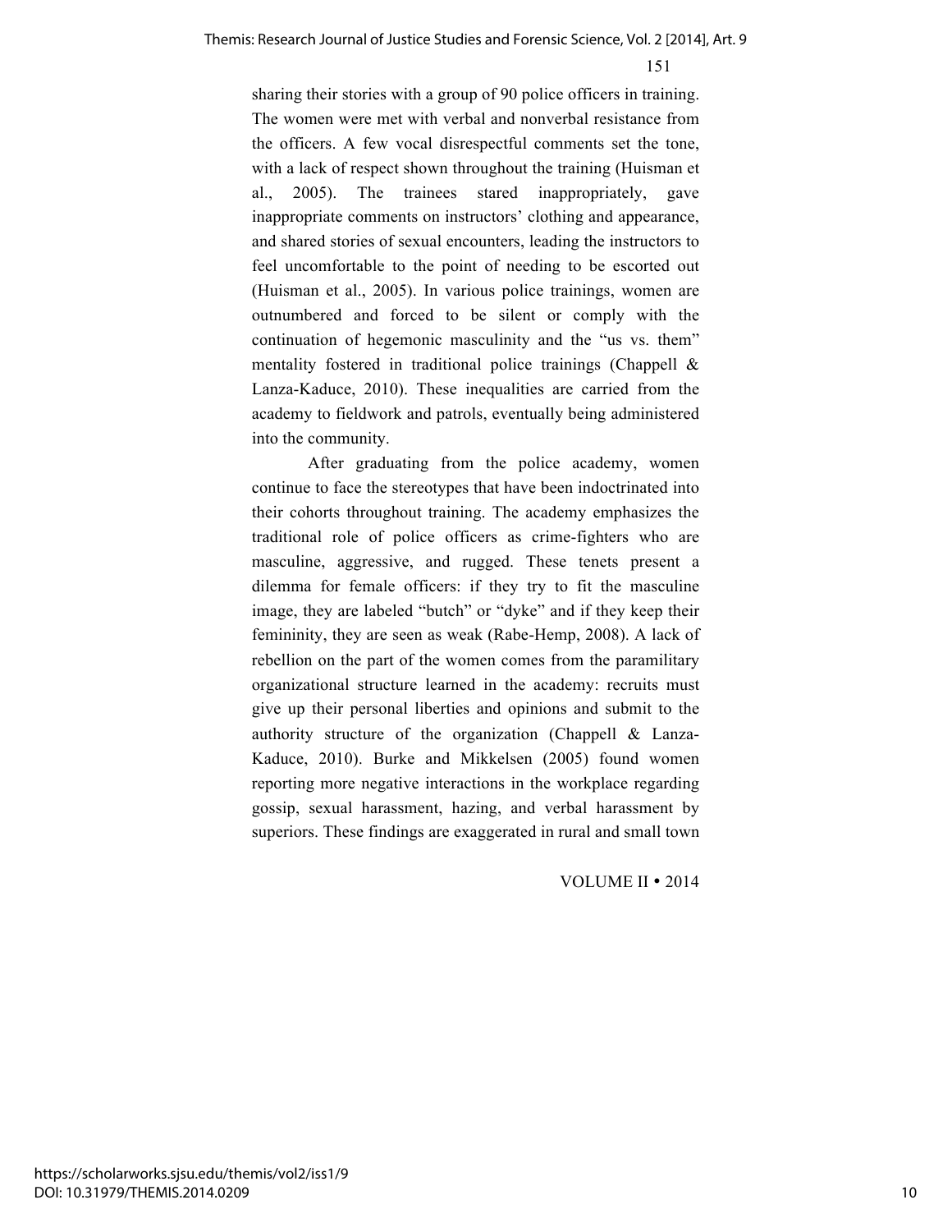sharing their stories with a group of 90 police officers in training. The women were met with verbal and nonverbal resistance from the officers. A few vocal disrespectful comments set the tone, with a lack of respect shown throughout the training (Huisman et al., 2005). The trainees stared inappropriately, gave inappropriate comments on instructors' clothing and appearance, and shared stories of sexual encounters, leading the instructors to feel uncomfortable to the point of needing to be escorted out (Huisman et al., 2005). In various police trainings, women are outnumbered and forced to be silent or comply with the continuation of hegemonic masculinity and the "us vs. them" mentality fostered in traditional police trainings (Chappell & Lanza-Kaduce, 2010). These inequalities are carried from the academy to fieldwork and patrols, eventually being administered into the community.

After graduating from the police academy, women continue to face the stereotypes that have been indoctrinated into their cohorts throughout training. The academy emphasizes the traditional role of police officers as crime-fighters who are masculine, aggressive, and rugged. These tenets present a dilemma for female officers: if they try to fit the masculine image, they are labeled "butch" or "dyke" and if they keep their femininity, they are seen as weak (Rabe-Hemp, 2008). A lack of rebellion on the part of the women comes from the paramilitary organizational structure learned in the academy: recruits must give up their personal liberties and opinions and submit to the authority structure of the organization (Chappell & Lanza-Kaduce, 2010). Burke and Mikkelsen (2005) found women reporting more negative interactions in the workplace regarding gossip, sexual harassment, hazing, and verbal harassment by superiors. These findings are exaggerated in rural and small town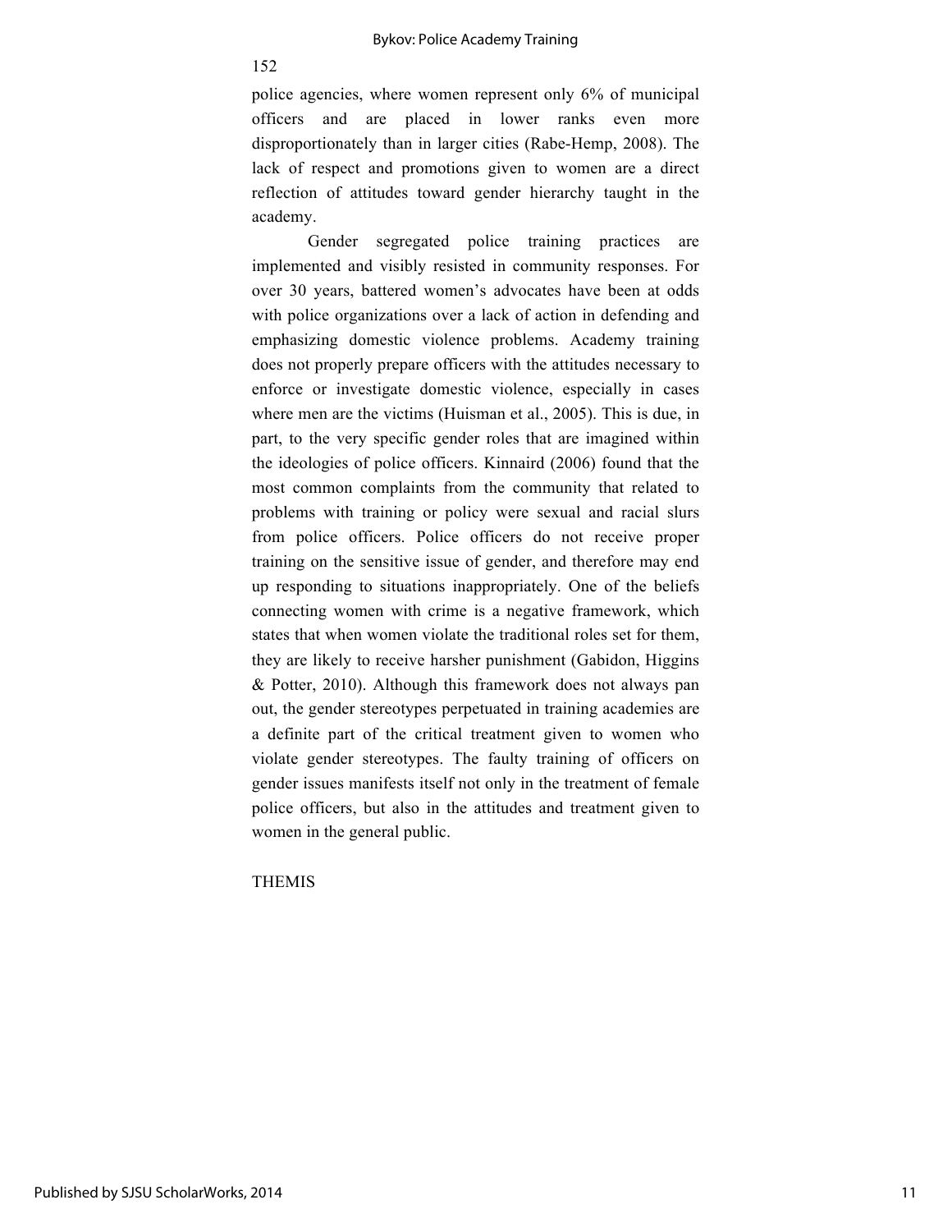police agencies, where women represent only 6% of municipal officers and are placed in lower ranks even more disproportionately than in larger cities (Rabe-Hemp, 2008). The lack of respect and promotions given to women are a direct reflection of attitudes toward gender hierarchy taught in the academy.

Gender segregated police training practices are implemented and visibly resisted in community responses. For over 30 years, battered women's advocates have been at odds with police organizations over a lack of action in defending and emphasizing domestic violence problems. Academy training does not properly prepare officers with the attitudes necessary to enforce or investigate domestic violence, especially in cases where men are the victims (Huisman et al., 2005). This is due, in part, to the very specific gender roles that are imagined within the ideologies of police officers. Kinnaird (2006) found that the most common complaints from the community that related to problems with training or policy were sexual and racial slurs from police officers. Police officers do not receive proper training on the sensitive issue of gender, and therefore may end up responding to situations inappropriately. One of the beliefs connecting women with crime is a negative framework, which states that when women violate the traditional roles set for them, they are likely to receive harsher punishment (Gabidon, Higgins & Potter, 2010). Although this framework does not always pan out, the gender stereotypes perpetuated in training academies are a definite part of the critical treatment given to women who violate gender stereotypes. The faulty training of officers on gender issues manifests itself not only in the treatment of female police officers, but also in the attitudes and treatment given to women in the general public.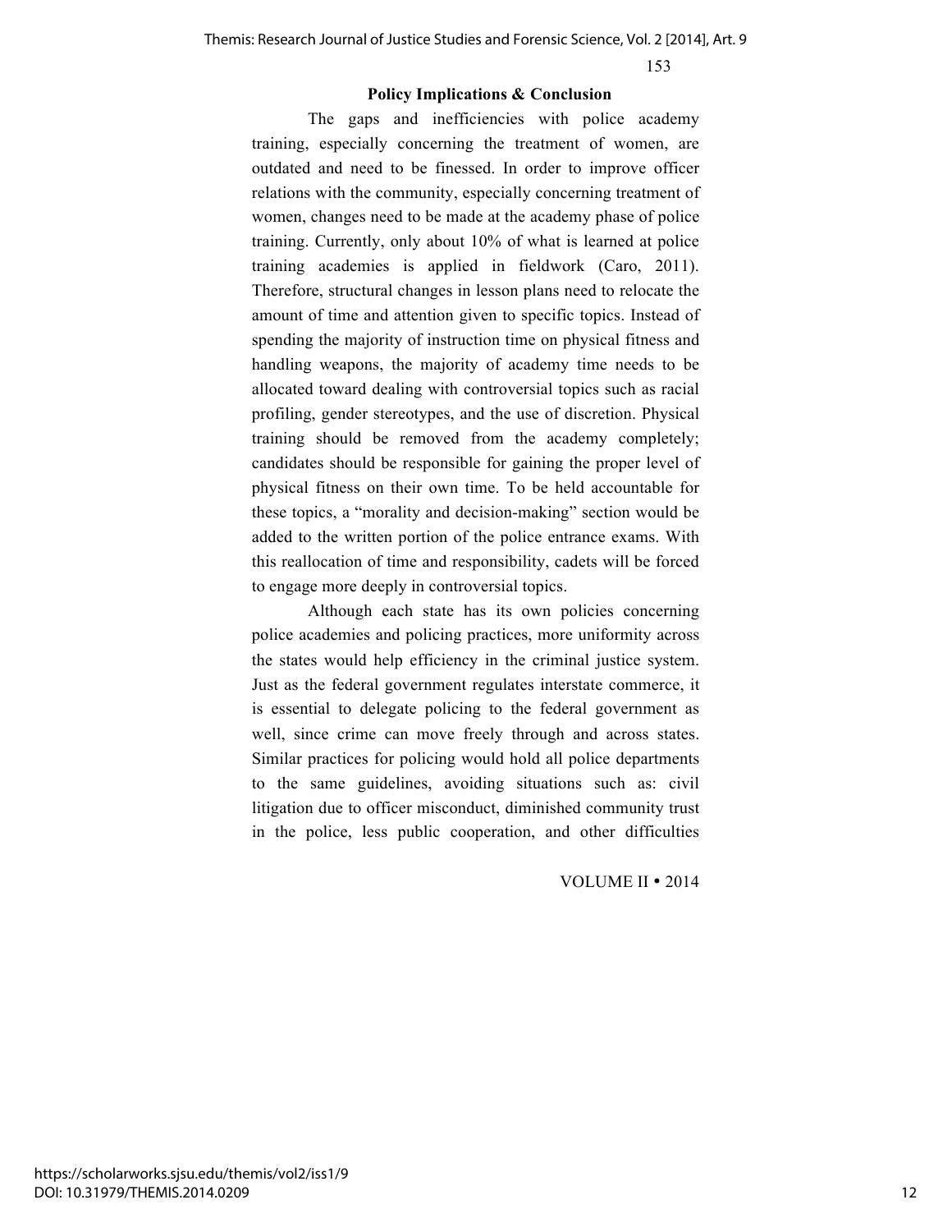## Policy Implications & Conclusion

The gaps and inefficiencies with police academy training, especially concerning the treatment of women, are outdated and need to be finessed. In order to improve officer relations with the community, especially concerning treatment of women, changes need to be made at the academy phase of police training. Currently, only about 10% of what is learned at police training academies is applied in fieldwork (Caro, 2011). Therefore, structural changes in lesson plans need to relocate the amount of time and attention given to specific topics. Instead of spending the majority of instruction time on physical fitness and handling weapons, the majority of academy time needs to be allocated toward dealing with controversial topics such as racial profiling, gender stereotypes, and the use of discretion. Physical training should be removed from the academy completely; candidates should be responsible for gaining the proper level of physical fitness on their own time. To be held accountable for these topics, a "morality and decision-making" section would be added to the written portion of the police entrance exams. With this reallocation of time and responsibility, cadets will be forced to engage more deeply in controversial topics.

Although each state has its own policies concerning police academies and policing practices, more uniformity across the states would help efficiency in the criminal justice system. Just as the federal government regulates interstate commerce, it is essential to delegate policing to the federal government as well, since crime can move freely through and across states. Similar practices for policing would hold all police departments to the same guidelines, avoiding situations such as: civil litigation due to officer misconduct, diminished community trust in the police, less public cooperation, and other difficulties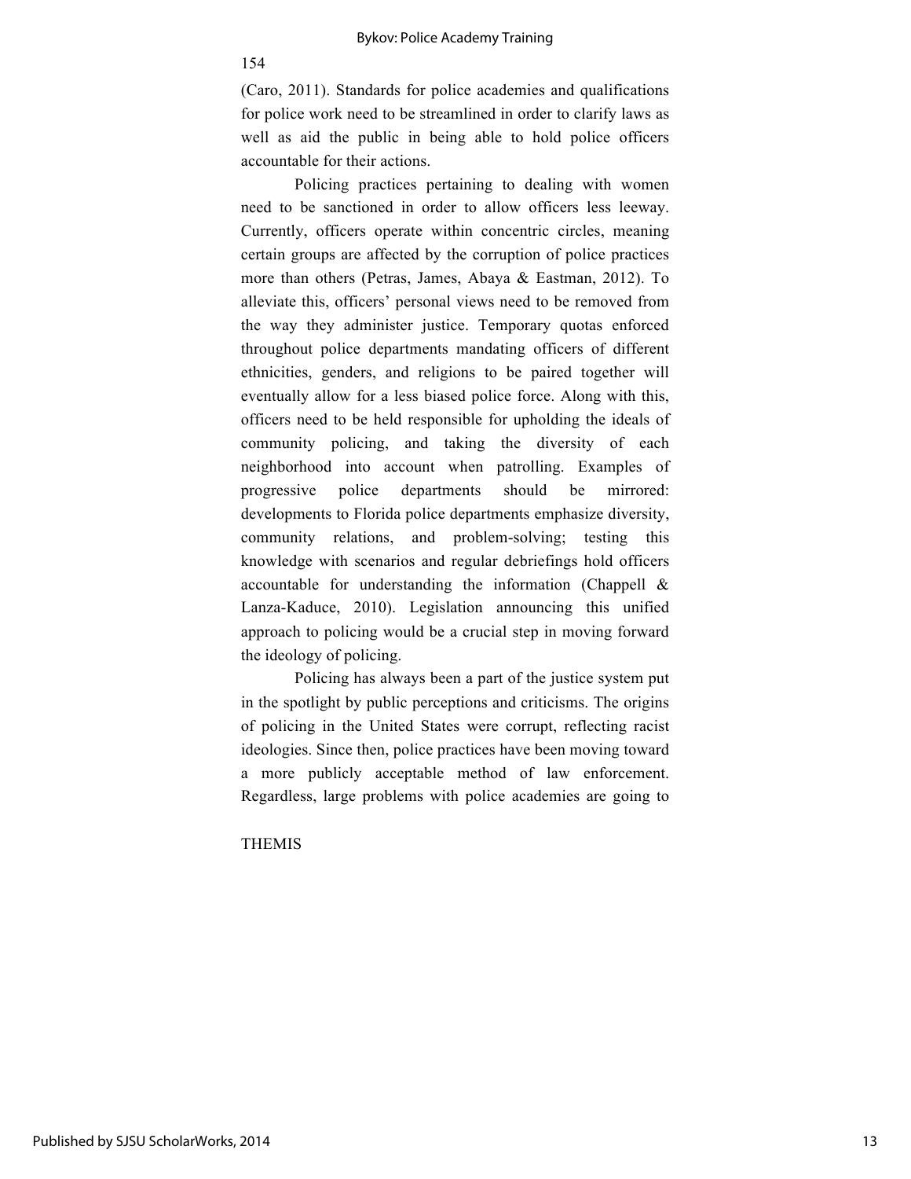(Caro, 2011). Standards for police academies and qualifications for police work need to be streamlined in order to clarify laws as well as aid the public in being able to hold police officers accountable for their actions.

Policing practices pertaining to dealing with women need to be sanctioned in order to allow officers less leeway. Currently, officers operate within concentric circles, meaning certain groups are affected by the corruption of police practices more than others (Petras, James, Abaya & Eastman, 2012). To alleviate this, officers' personal views need to be removed from the way they administer justice. Temporary quotas enforced throughout police departments mandating officers of different ethnicities, genders, and religions to be paired together will eventually allow for a less biased police force. Along with this, officers need to be held responsible for upholding the ideals of community policing, and taking the diversity of each neighborhood into account when patrolling. Examples of progressive police departments should be mirrored: developments to Florida police departments emphasize diversity, community relations, and problem-solving; testing this knowledge with scenarios and regular debriefings hold officers accountable for understanding the information (Chappell & Lanza-Kaduce, 2010). Legislation announcing this unified approach to policing would be a crucial step in moving forward the ideology of policing.

Policing has always been a part of the justice system put in the spotlight by public perceptions and criticisms. The origins of policing in the United States were corrupt, reflecting racist ideologies. Since then, police practices have been moving toward a more publicly acceptable method of law enforcement. Regardless, large problems with police academies are going to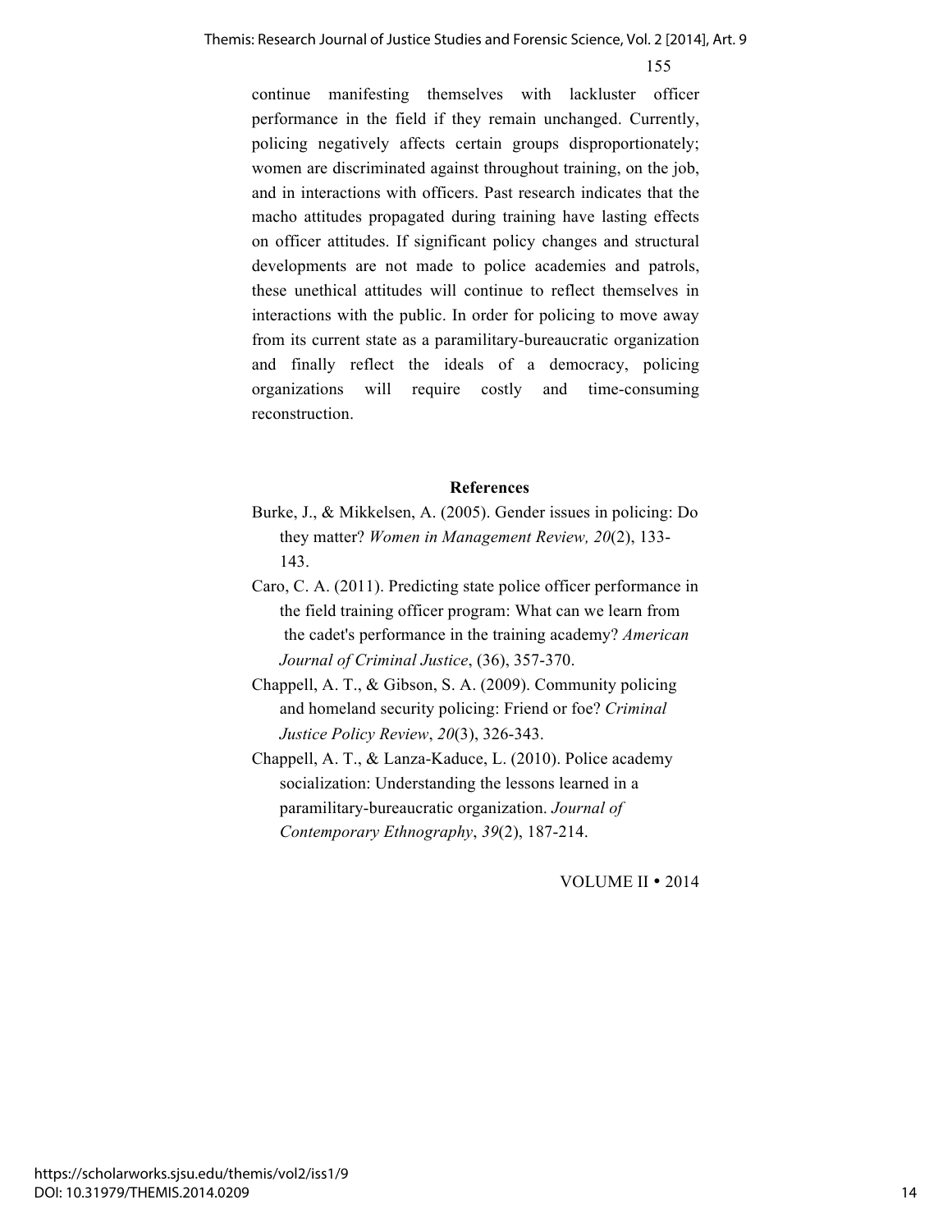continue manifesting themselves with lackluster officer performance in the field if they remain unchanged. Currently, policing negatively affects certain groups disproportionately; women are discriminated against throughout training, on the job, and in interactions with officers. Past research indicates that the macho attitudes propagated during training have lasting effects on officer attitudes. If significant policy changes and structural developments are not made to police academies and patrols, these unethical attitudes will continue to reflect themselves in interactions with the public. In order for policing to move away from its current state as a paramilitary-bureaucratic organization and finally reflect the ideals of a democracy, policing organizations will require costly and time-consuming reconstruction.

## References

Burke, J., & Mikkelsen, A. (2005). Gender issues in policing: Do they matter? *Women in Management Review, 20*(2), 133-143.

Caro, C. A. (2011). Predicting state police officer performance in the field training officer program: What can we learn from the cadet's performance in the training academy? *American Journal of Criminal Justice*, (36), 357-370.

Chappell, A. T., & Gibson, S. A. (2009). Community policing and homeland security policing: Friend or foe? *Criminal Justice Policy Review*, *20*(3), 326-343.

Chappell, A. T., & Lanza-Kaduce, L. (2010). Police academy socialization: Understanding the lessons learned in a paramilitary-bureaucratic organization. *Journal of Contemporary Ethnography*, *39*(2), 187-214.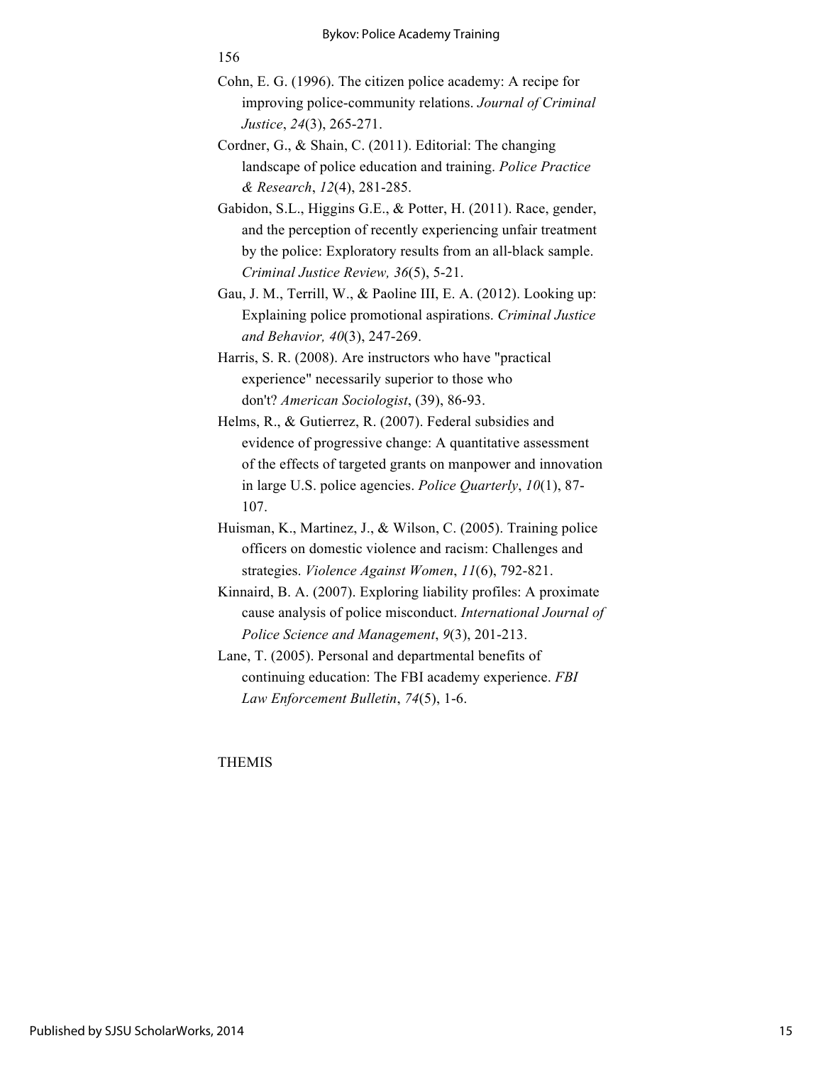Cohn, E. G. (1996). The citizen police academy: A recipe for improving police-community relations. *Journal of Criminal Justice*, *24*(3), 265-271.

Cordner, G., & Shain, C. (2011). Editorial: The changing landscape of police education and training. *Police Practice & Research*, *12*(4), 281-285.

Gabidon, S.L., Higgins G.E., & Potter, H. (2011). Race, gender, and the perception of recently experiencing unfair treatment by the police: Exploratory results from an all-black sample. *Criminal Justice Review, 36*(5), 5-21.

Gau, J. M., Terrill, W., & Paoline III, E. A. (2012). Looking up: Explaining police promotional aspirations. *Criminal Justice and Behavior, 40*(3), 247-269.

Harris, S. R. (2008). Are instructors who have "practical experience" necessarily superior to those who don't? *American Sociologist*, (39), 86-93.

Helms, R., & Gutierrez, R. (2007). Federal subsidies and evidence of progressive change: A quantitative assessment of the effects of targeted grants on manpower and innovation in large U.S. police agencies. *Police Quarterly*, *10*(1), 87-107.

Huisman, K., Martinez, J., & Wilson, C. (2005). Training police officers on domestic violence and racism: Challenges and strategies. *Violence Against Women*, *11*(6), 792-821.

Kinnaird, B. A. (2007). Exploring liability profiles: A proximate cause analysis of police misconduct. *International Journal of Police Science and Management*, *9*(3), 201-213.

Lane, T. (2005). Personal and departmental benefits of continuing education: The FBI academy experience. *FBI Law Enforcement Bulletin*, *74*(5), 1-6.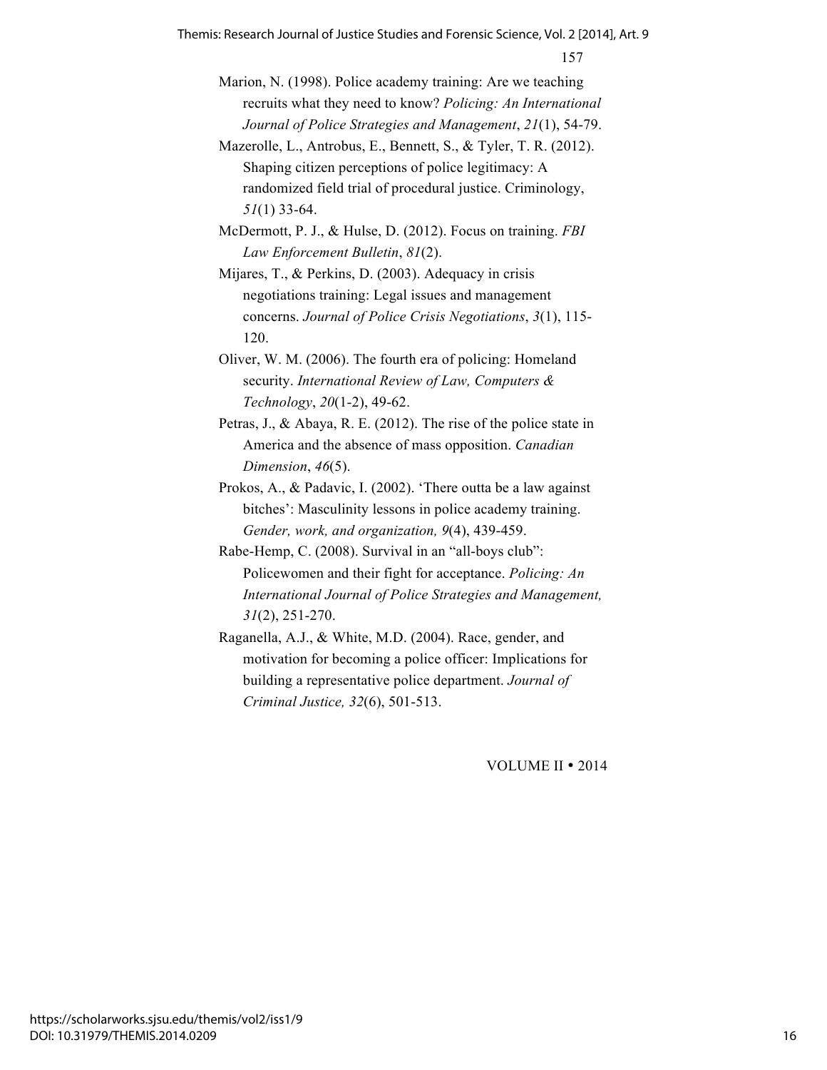Marion, N. (1998). Police academy training: Are we teaching recruits what they need to know? *Policing: An International Journal of Police Strategies and Management*, *21*(1), 54-79.

Mazerolle, L., Antrobus, E., Bennett, S., & Tyler, T. R. (2012). Shaping citizen perceptions of police legitimacy: A randomized field trial of procedural justice. Criminology, *51*(1) 33-64.

McDermott, P. J., & Hulse, D. (2012). Focus on training. *FBI Law Enforcement Bulletin*, *81*(2).

Mijares, T., & Perkins, D. (2003). Adequacy in crisis negotiations training: Legal issues and management concerns. *Journal of Police Crisis Negotiations*, *3*(1), 115-120.

Oliver, W. M. (2006). The fourth era of policing: Homeland security. *International Review of Law, Computers & Technology*, *20*(1-2), 49-62.

Petras, J., & Abaya, R. E. (2012). The rise of the police state in America and the absence of mass opposition. *Canadian Dimension*, *46*(5).

Prokos, A., & Padavic, I. (2002). 'There outta be a law against bitches': Masculinity lessons in police academy training. *Gender, work, and organization, 9*(4), 439-459.

Rabe-Hemp, C. (2008). Survival in an "all-boys club": Policewomen and their fight for acceptance. *Policing: An International Journal of Police Strategies and Management, 31*(2), 251-270.

Raganella, A.J., & White, M.D. (2004). Race, gender, and motivation for becoming a police officer: Implications for building a representative police department. *Journal of Criminal Justice, 32*(6), 501-513.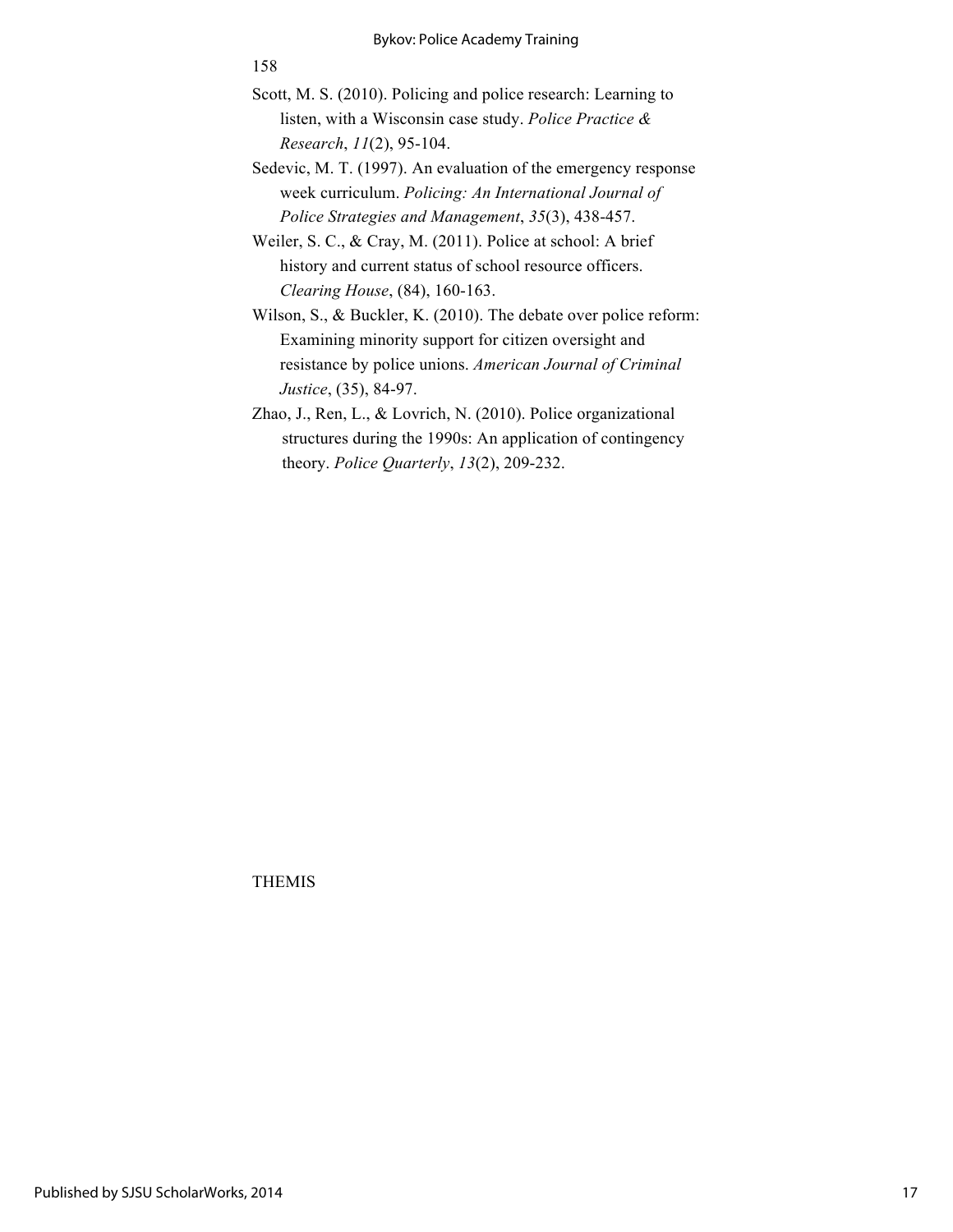Scott, M. S. (2010). Policing and police research: Learning to listen, with a Wisconsin case study. *Police Practice & Research*, *11*(2), 95-104.

Sedevic, M. T. (1997). An evaluation of the emergency response week curriculum. *Policing: An International Journal of Police Strategies and Management*, *35*(3), 438-457.

Weiler, S. C., & Cray, M. (2011). Police at school: A brief history and current status of school resource officers. *Clearing House*, (84), 160-163.

Wilson, S., & Buckler, K. (2010). The debate over police reform: Examining minority support for citizen oversight and resistance by police unions. *American Journal of Criminal Justice*, (35), 84-97.

Zhao, J., Ren, L., & Lovrich, N. (2010). Police organizational structures during the 1990s: An application of contingency theory. *Police Quarterly*, *13*(2), 209-232.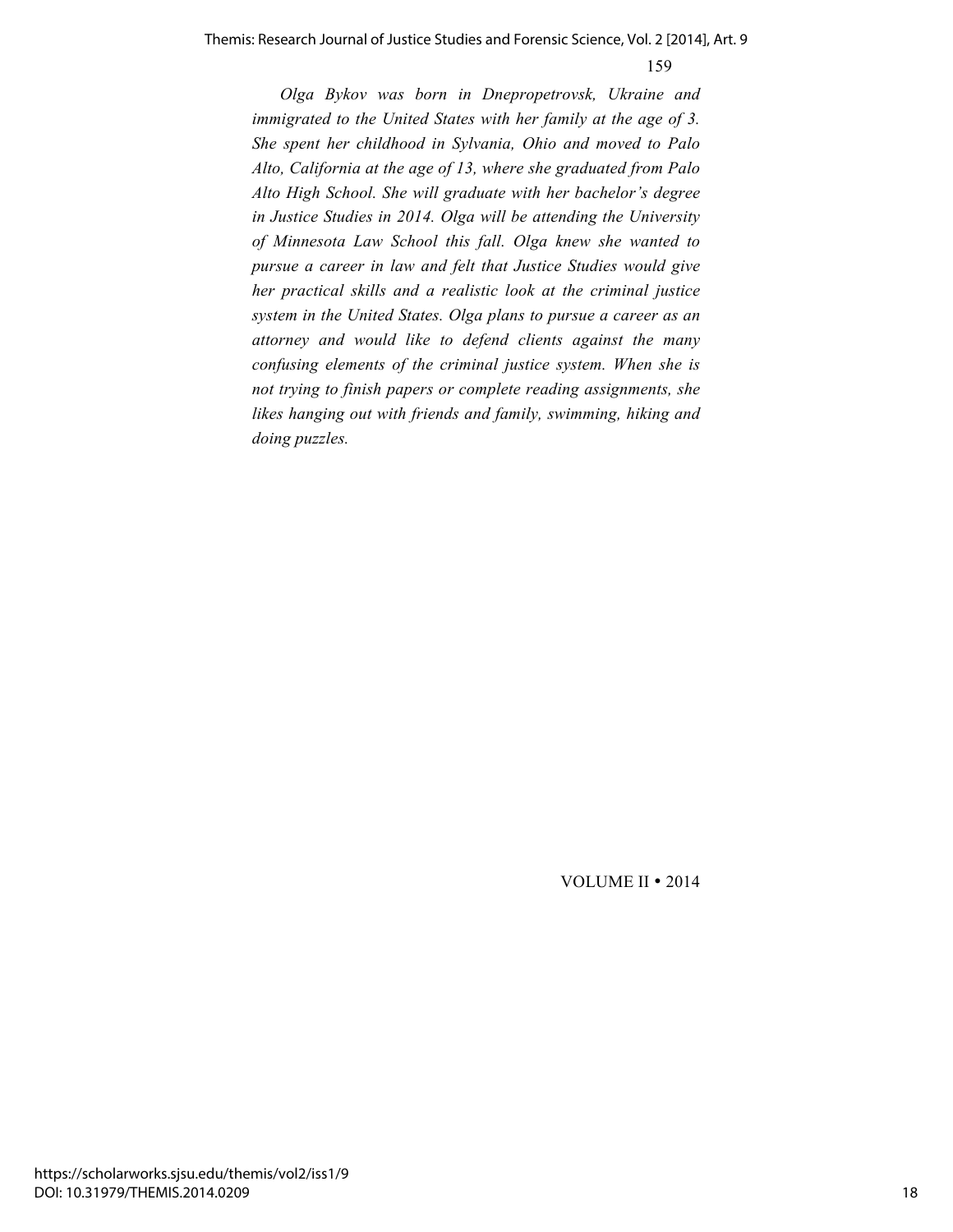*Olga Bykov was born in Dnepropetrovsk, Ukraine and immigrated to the United States with her family at the age of 3. She spent her childhood in Sylvania, Ohio and moved to Palo Alto, California at the age of 13, where she graduated from Palo Alto High School. She will graduate with her bachelor's degree in Justice Studies in 2014. Olga will be attending the University of Minnesota Law School this fall. Olga knew she wanted to pursue a career in law and felt that Justice Studies would give her practical skills and a realistic look at the criminal justice system in the United States. Olga plans to pursue a career as an attorney and would like to defend clients against the many confusing elements of the criminal justice system. When she is not trying to finish papers or complete reading assignments, she likes hanging out with friends and family, swimming, hiking and doing puzzles.*